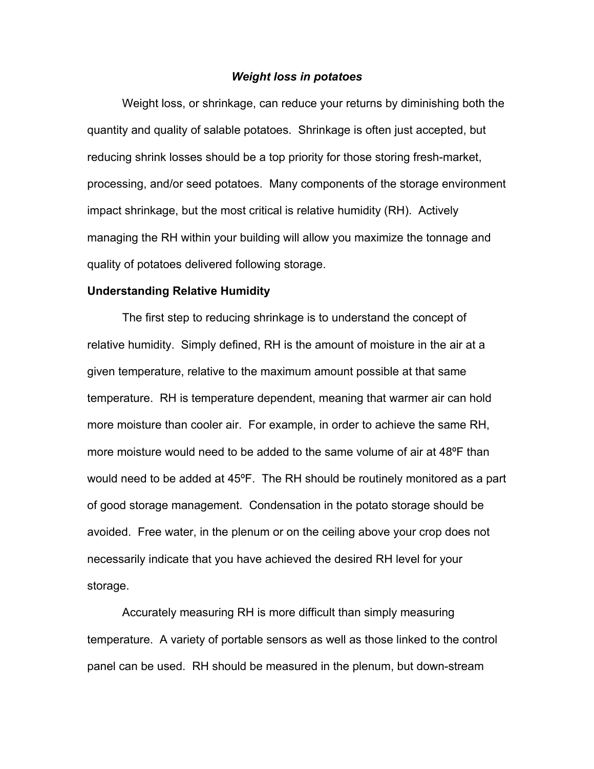# *Weight loss in potatoes*

Weight loss, or shrinkage, can reduce your returns by diminishing both the quantity and quality of salable potatoes. Shrinkage is often just accepted, but reducing shrink losses should be a top priority for those storing fresh-market, processing, and/or seed potatoes. Many components of the storage environment impact shrinkage, but the most critical is relative humidity (RH). Actively managing the RH within your building will allow you maximize the tonnage and quality of potatoes delivered following storage.

## Understanding Relative Humidity

The first step to reducing shrinkage is to understand the concept of relative humidity. Simply defined, RH is the amount of moisture in the air at a given temperature, relative to the maximum amount possible at that same temperature. RH is temperature dependent, meaning that warmer air can hold more moisture than cooler air. For example, in order to achieve the same RH, more moisture would need to be added to the same volume of air at 48ºF than would need to be added at 45ºF. The RH should be routinely monitored as a part of good storage management. Condensation in the potato storage should be avoided. Free water, in the plenum or on the ceiling above your crop does not necessarily indicate that you have achieved the desired RH level for your storage.

Accurately measuring RH is more difficult than simply measuring temperature. A variety of portable sensors as well as those linked to the control panel can be used. RH should be measured in the plenum, but down-stream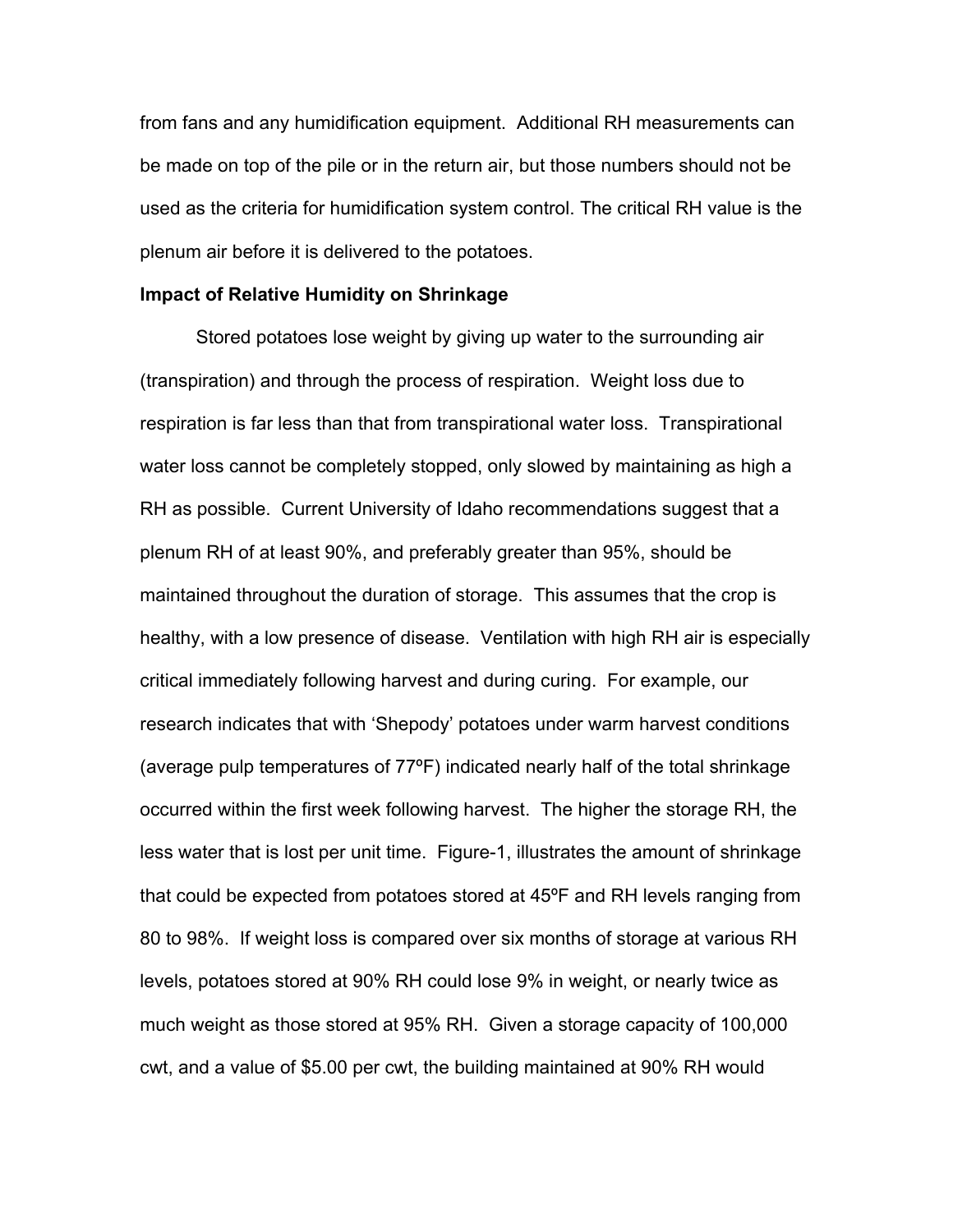from fans and any humidification equipment. Additional RH measurements can be made on top of the pile or in the return air, but those numbers should not be used as the criteria for humidification system control. The critical RH value is the plenum air before it is delivered to the potatoes.

**Impact of Relative Humidity on Shrinkage**

Stored potatoes lose weight by giving up water to the surrounding air (transpiration) and through the process of respiration. Weight loss due to respiration is far less than that from transpirational water loss. Transpirational water loss cannot be completely stopped, only slowed by maintaining as high a RH as possible. Current University of Idaho recommendations suggest that a plenum RH of at least 90%, and preferably greater than 95%, should be maintained throughout the duration of storage. This assumes that the crop is healthy, with a low presence of disease. Ventilation with high RH air is especially critical immediately following harvest and during curing. For example, our research indicates that with 'Shepody' potatoes under warm harvest conditions (average pulp temperatures of 77ºF) indicated nearly half of the total shrinkage occurred within the first week following harvest. The higher the storage RH, the less water that is lost per unit time. Figure-1, illustrates the amount of shrinkage that could be expected from potatoes stored at 45ºF and RH levels ranging from 80 to 98%. If weight loss is compared over six months of storage at various RH levels, potatoes stored at 90% RH could lose 9% in weight, or nearly twice as much weight as those stored at 95% RH. Given a storage capacity of 100,000 cwt, and a value of $5.00 per cwt, the building maintained at 90% RH would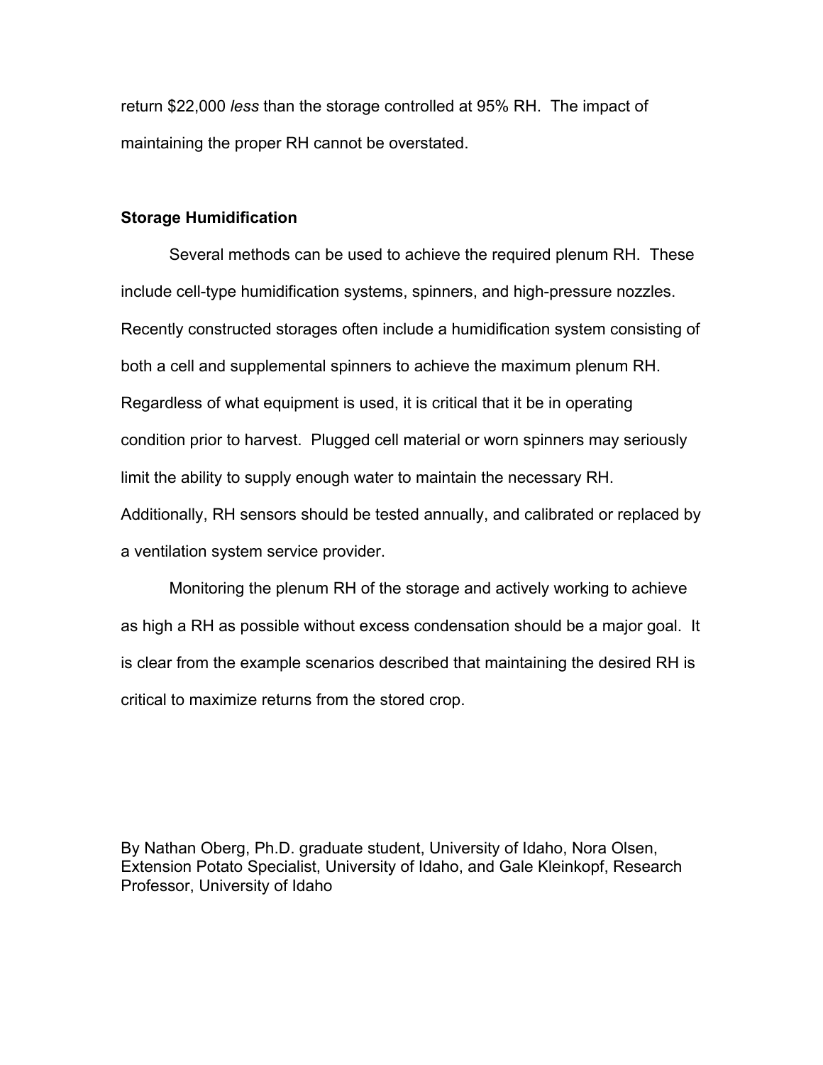return $22,000 *less* than the storage controlled at 95% RH. The impact of maintaining the proper RH cannot be overstated.

**Storage Humidification**

Several methods can be used to achieve the required plenum RH. These include cell-type humidification systems, spinners, and high-pressure nozzles. Recently constructed storages often include a humidification system consisting of both a cell and supplemental spinners to achieve the maximum plenum RH. Regardless of what equipment is used, it is critical that it be in operating condition prior to harvest. Plugged cell material or worn spinners may seriously limit the ability to supply enough water to maintain the necessary RH. Additionally, RH sensors should be tested annually, and calibrated or replaced by a ventilation system service provider.

Monitoring the plenum RH of the storage and actively working to achieve as high a RH as possible without excess condensation should be a major goal. It is clear from the example scenarios described that maintaining the desired RH is critical to maximize returns from the stored crop.

By Nathan Oberg, Ph.D. graduate student, University of Idaho, Nora Olsen, Extension Potato Specialist, University of Idaho, and Gale Kleinkopf, Research Professor, University of Idaho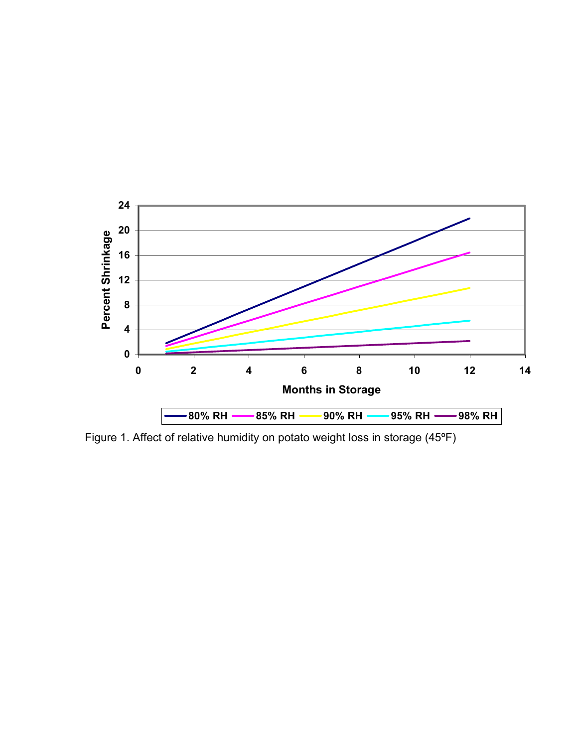24
20
16
12
8
4
0

Percent Shrinkage

0 2 4 6 8 10 12 14

Months in Storage

80% RH 85% RH 90% RH 95% RH 98% RH

Figure 1. Affect of relative humidity on potato weight loss in storage (45ºF)